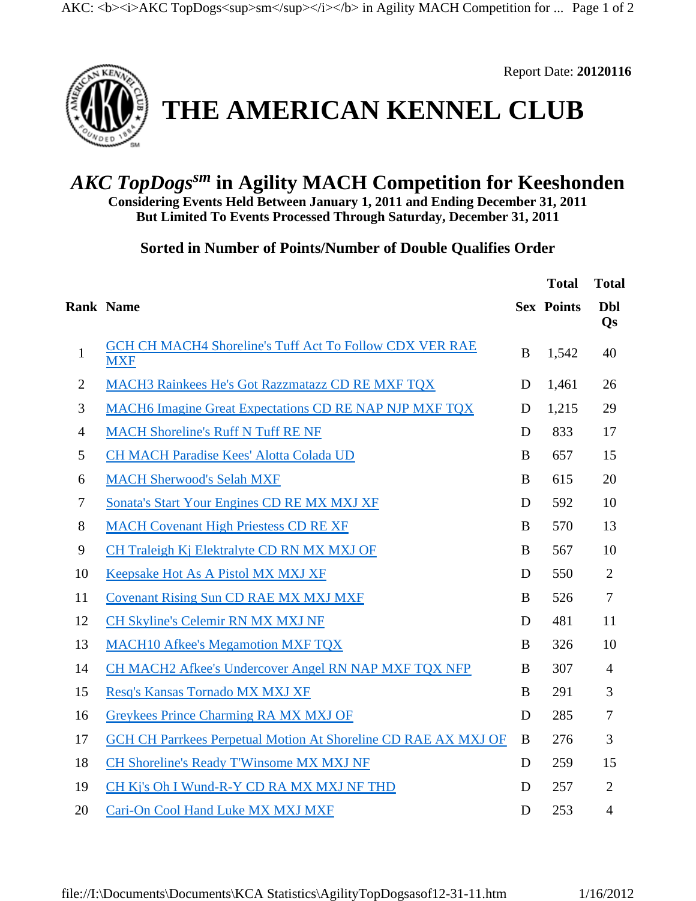Report Date: **20120116**

# THE AMERICAN KENNEL CLUB

## *AKC TopDogs*[sm] in Agility MACH Competition for Keeshonden

**Considering Events Held Between January 1, 2011 and Ending December 31, 2011**
**But Limited To Events Processed Through Saturday, December 31, 2011**

### Sorted in Number of Points/Number of Double Qualifies Order

| Rank | Name | Sex | Total Points | Total Dbl Qs |
|---|---|---|---|---|
| 1 | GCH CH MACH4 Shoreline's Tuff Act To Follow CDX VER RAE MXF | B | 1,542 | 40 |
| 2 | MACH3 Rainkees He's Got Razzmatazz CD RE MXF TQX | D | 1,461 | 26 |
| 3 | MACH6 Imagine Great Expectations CD RE NAP NJP MXF TQX | D | 1,215 | 29 |
| 4 | MACH Shoreline's Ruff N Tuff RE NF | D | 833 | 17 |
| 5 | CH MACH Paradise Kees' Alotta Colada UD | B | 657 | 15 |
| 6 | MACH Sherwood's Selah MXF | B | 615 | 20 |
| 7 | Sonata's Start Your Engines CD RE MX MXJ XF | D | 592 | 10 |
| 8 | MACH Covenant High Priestess CD RE XF | B | 570 | 13 |
| 9 | CH Traleigh Kj Elektralyte CD RN MX MXJ OF | B | 567 | 10 |
| 10 | Keepsake Hot As A Pistol MX MXJ XF | D | 550 | 2 |
| 11 | Covenant Rising Sun CD RAE MX MXJ MXF | B | 526 | 7 |
| 12 | CH Skyline's Celemir RN MX MXJ NF | D | 481 | 11 |
| 13 | MACH10 Afkee's Megamotion MXF TQX | B | 326 | 10 |
| 14 | CH MACH2 Afkee's Undercover Angel RN NAP MXF TQX NFP | B | 307 | 4 |
| 15 | Resq's Kansas Tornado MX MXJ XF | B | 291 | 3 |
| 16 | Greykees Prince Charming RA MX MXJ OF | D | 285 | 7 |
| 17 | GCH CH Parrkees Perpetual Motion At Shoreline CD RAE AX MXJ OF | B | 276 | 3 |
| 18 | CH Shoreline's Ready T'Winsome MX MXJ NF | D | 259 | 15 |
| 19 | CH Kj's Oh I Wund-R-Y CD RA MX MXJ NF THD | D | 257 | 2 |
| 20 | Cari-On Cool Hand Luke MX MXJ MXF | D | 253 | 4 |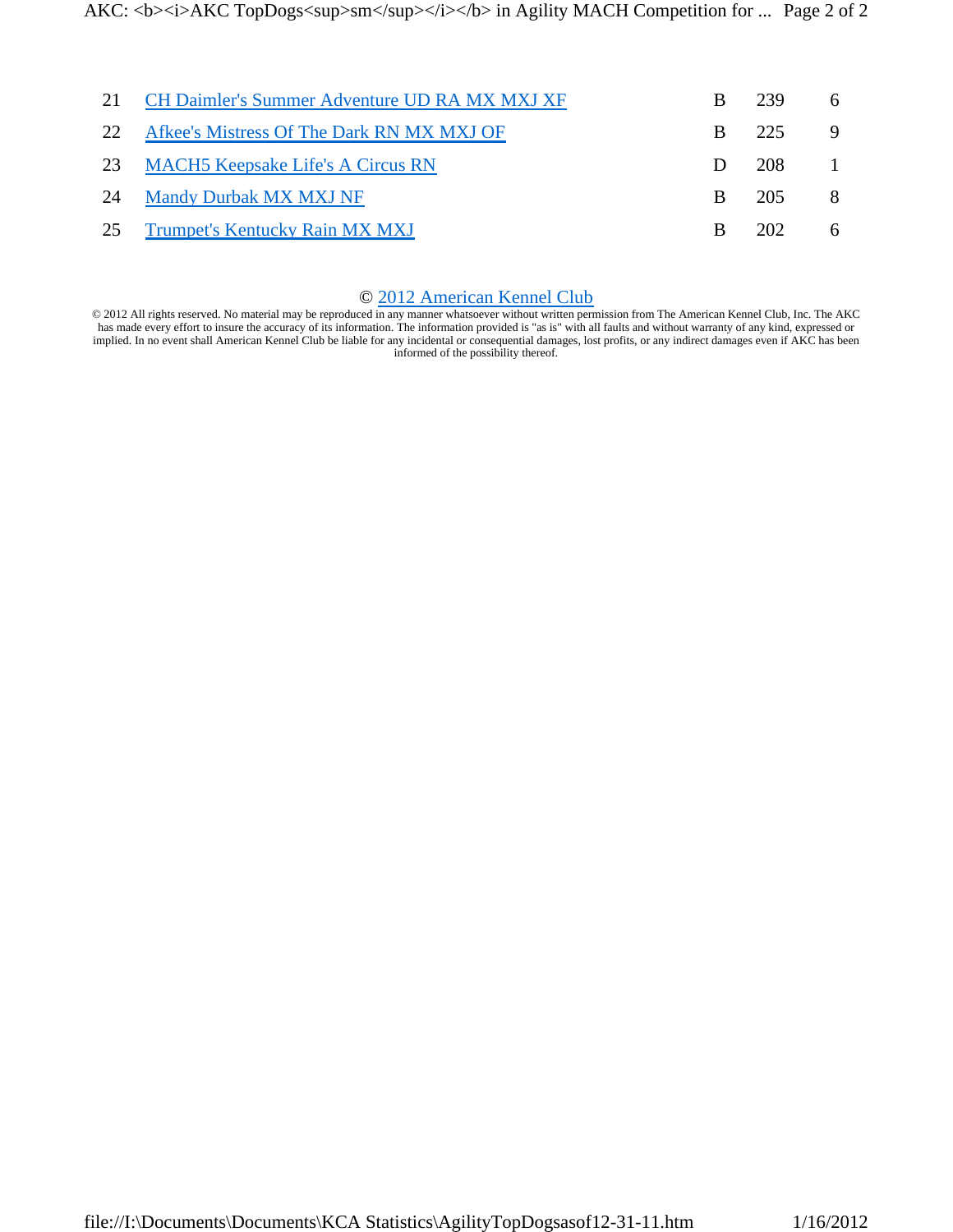| | | | | |
|---|---|---|---|---|
| 21 | CH Daimler's Summer Adventure UD RA MX MXJ XF | B | 239 | 6 |
| 22 | Afkee's Mistress Of The Dark RN MX MXJ OF | B | 225 | 9 |
| 23 | MACH5 Keepsake Life's A Circus RN | D | 208 | 1 |
| 24 | Mandy Durbak MX MXJ NF | B | 205 | 8 |
| 25 | Trumpet's Kentucky Rain MX MXJ | B | 202 | 6 |

© 2012 American Kennel Club

© 2012 All rights reserved. No material may be reproduced in any manner whatsoever without written permission from The American Kennel Club, Inc. The AKC has made every effort to insure the accuracy of its information. The information provided is "as is" with all faults and without warranty of any kind, expressed or implied. In no event shall American Kennel Club be liable for any incidental or consequential damages, lost profits, or any indirect damages even if AKC has been informed of the possibility thereof.